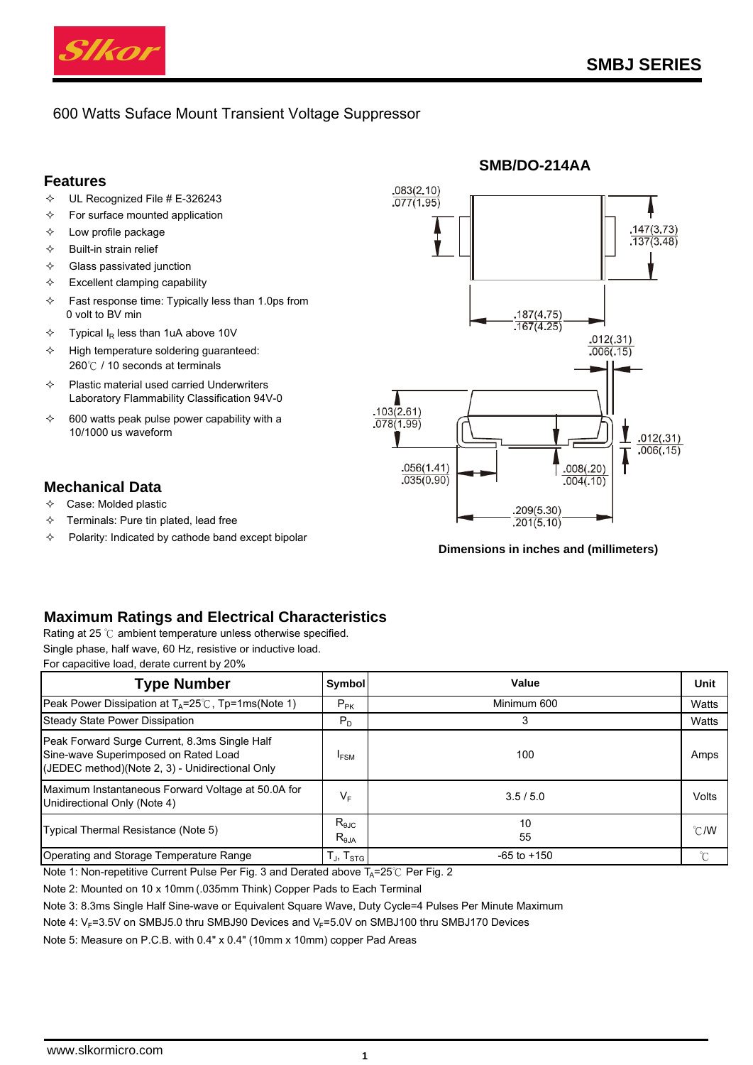# SMBJ SERIES

600 Watts Suface Mount Transient Voltage Suppressor

## Features

- UL Recognized File # E-326243
- For surface mounted application
- Low profile package
- Built-in strain relief
- Glass passivated junction
- Excellent clamping capability
- Fast response time: Typically less than 1.0ps from 0 volt to BV min
- Typical $I_R$ less than 1uA above 10V
- High temperature soldering guaranteed: 260℃ / 10 seconds at terminals
- Plastic material used carried Underwriters Laboratory Flammability Classification 94V-0
- 600 watts peak pulse power capability with a 10/1000 us waveform

## Mechanical Data

- Case: Molded plastic
- Terminals: Pure tin plated, lead free
- Polarity: Indicated by cathode band except bipolar

**SMB/DO-214AA**

.083(2.10)
.077(1.95)
.147(3.73)
.137(3.48)
.187(4.75)
.167(4.25)
.012(.31)
.006(.15)
.103(2.61)
.078(1.99)
.012(.31)
.006(.15)
.056(1.41)
.035(0.90)
.008(.20)
.004(.10)
.209(5.30)
.201(5.10)

**Dimensions in inches and (millimeters)**

## Maximum Ratings and Electrical Characteristics

Rating at 25 ℃ ambient temperature unless otherwise specified.
Single phase, half wave, 60 Hz, resistive or inductive load.
For capacitive load, derate current by 20%

| Type Number | Symbol | Value | Unit |
|---|---|---|---|
| Peak Power Dissipation at $T_A$=25℃, Tp=1ms(Note 1) | $P_{PK}$ | Minimum 600 | Watts |
| Steady State Power Dissipation | $P_D$ | 3 | Watts |
| Peak Forward Surge Current, 8.3ms Single Half Sine-wave Superimposed on Rated Load (JEDEC method)(Note 2, 3) - Unidirectional Only | $I_{FSM}$ | 100 | Amps |
| Maximum Instantaneous Forward Voltage at 50.0A for Unidirectional Only (Note 4) | $V_F$ | 3.5 / 5.0 | Volts |
| Typical Thermal Resistance (Note 5) | $R_{\theta JC}$<br>$R_{\theta JA}$ | 10<br>55 | ℃/W |
| Operating and Storage Temperature Range | $T_J$, $T_{STG}$ | -65 to +150 | ℃ |

Note 1: Non-repetitive Current Pulse Per Fig. 3 and Derated above $T_A$=25℃ Per Fig. 2

Note 2: Mounted on 10 x 10mm (.035mm Think) Copper Pads to Each Terminal

Note 3: 8.3ms Single Half Sine-wave or Equivalent Square Wave, Duty Cycle=4 Pulses Per Minute Maximum

Note 4: $V_F$=3.5V on SMBJ5.0 thru SMBJ90 Devices and $V_F$=5.0V on SMBJ100 thru SMBJ170 Devices

Note 5: Measure on P.C.B. with 0.4" x 0.4" (10mm x 10mm) copper Pad Areas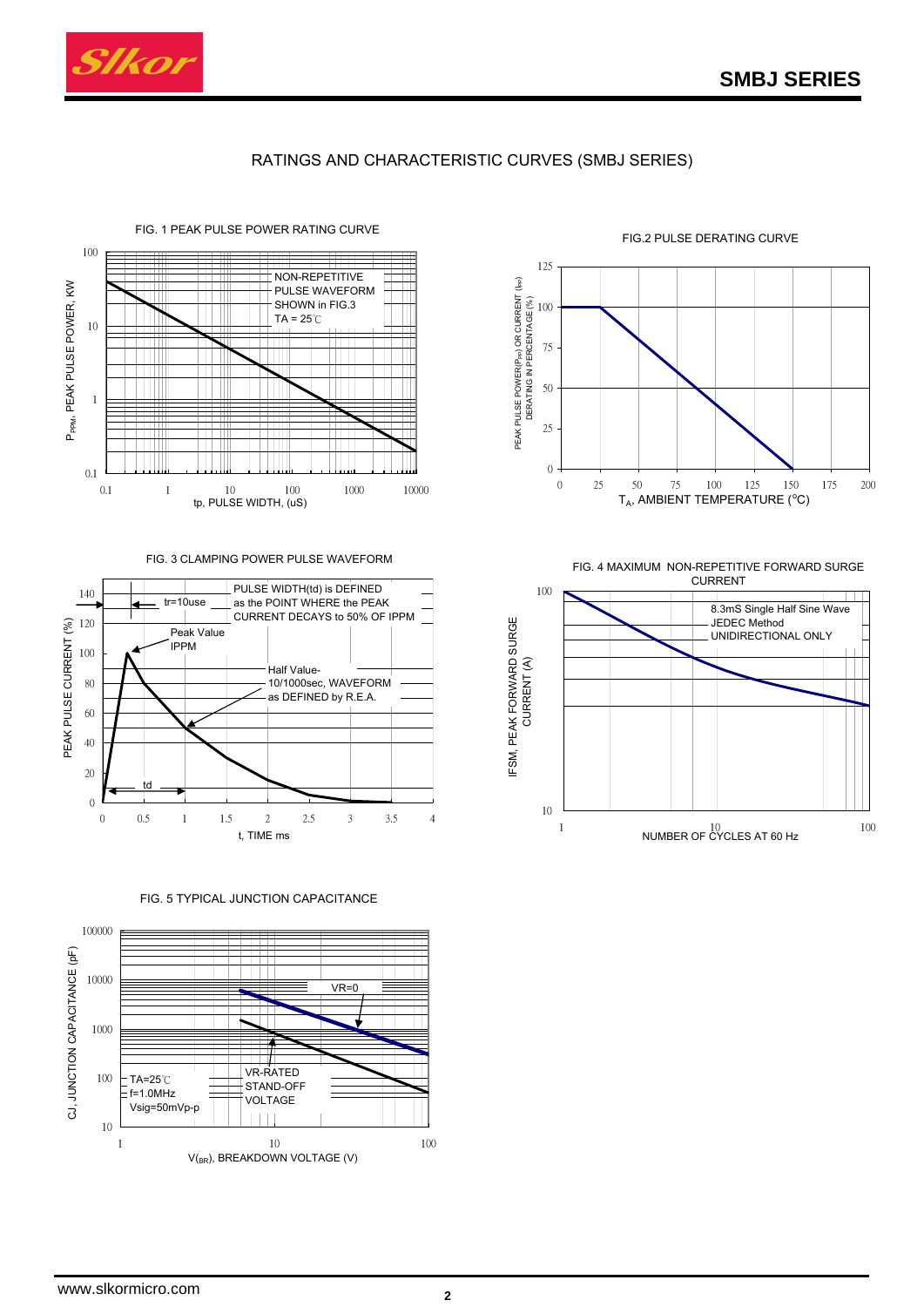# RATINGS AND CHARACTERISTIC CURVES (SMBJ SERIES)

FIG. 1 PEAK PULSE POWER RATING CURVE

$P_{PPM}$, PEAK PULSE POWER, KW

100
10
1
0.1

0.1 1 10 100 1000 10000

tp, PULSE WIDTH, (uS)

NON-REPETITIVE
PULSE WAVEFORM
SHOWN in FIG.3
TA = 25℃

FIG.2 PULSE DERATING CURVE

PEAK PULSE POWER($P_{PP}$) OR CURRENT ($I_{PP}$)
DERATING IN PERCENTAGE (%)

125
100
75
50
25
0

0 25 50 75 100 125 150 175 200

$T_A$, AMBIENT TEMPERATURE (°C)

FIG. 3 CLAMPING POWER PULSE WAVEFORM

PEAK PULSE CURRENT (%)

140
120
100
80
60
40
20
0

0 0.5 1 1.5 2 2.5 3 3.5 4

t, TIME ms

tr=10use

PULSE WIDTH(td) is DEFINED
as the POINT WHERE the PEAK
CURRENT DECAYS to 50% OF IPPM

Peak Value
IPPM

Half Value-
10/1000sec, WAVEFORM
as DEFINED BY R.E.A.

td

FIG. 4 MAXIMUM NON-REPETITIVE FORWARD SURGE CURRENT

IFSM, PEAK FORWARD SURGE
CURRENT (A)

100
10

1 10 100

NUMBER OF CYCLES AT 60 Hz

8.3mS Single Half Sine Wave
JEDEC Method
UNIDIRECTIONAL ONLY

FIG. 5 TYPICAL JUNCTION CAPACITANCE

CJ, JUNCTION CAPACITANCE (pF)

100000
10000
1000
100
10

1 10 100

$V_{(BR)}$, BREAKDOWN VOLTAGE (V)

VR=0

VR-RATED
STAND-OFF
VOLTAGE

TA=25℃
f=1.0MHz
Vsig=50mVp-p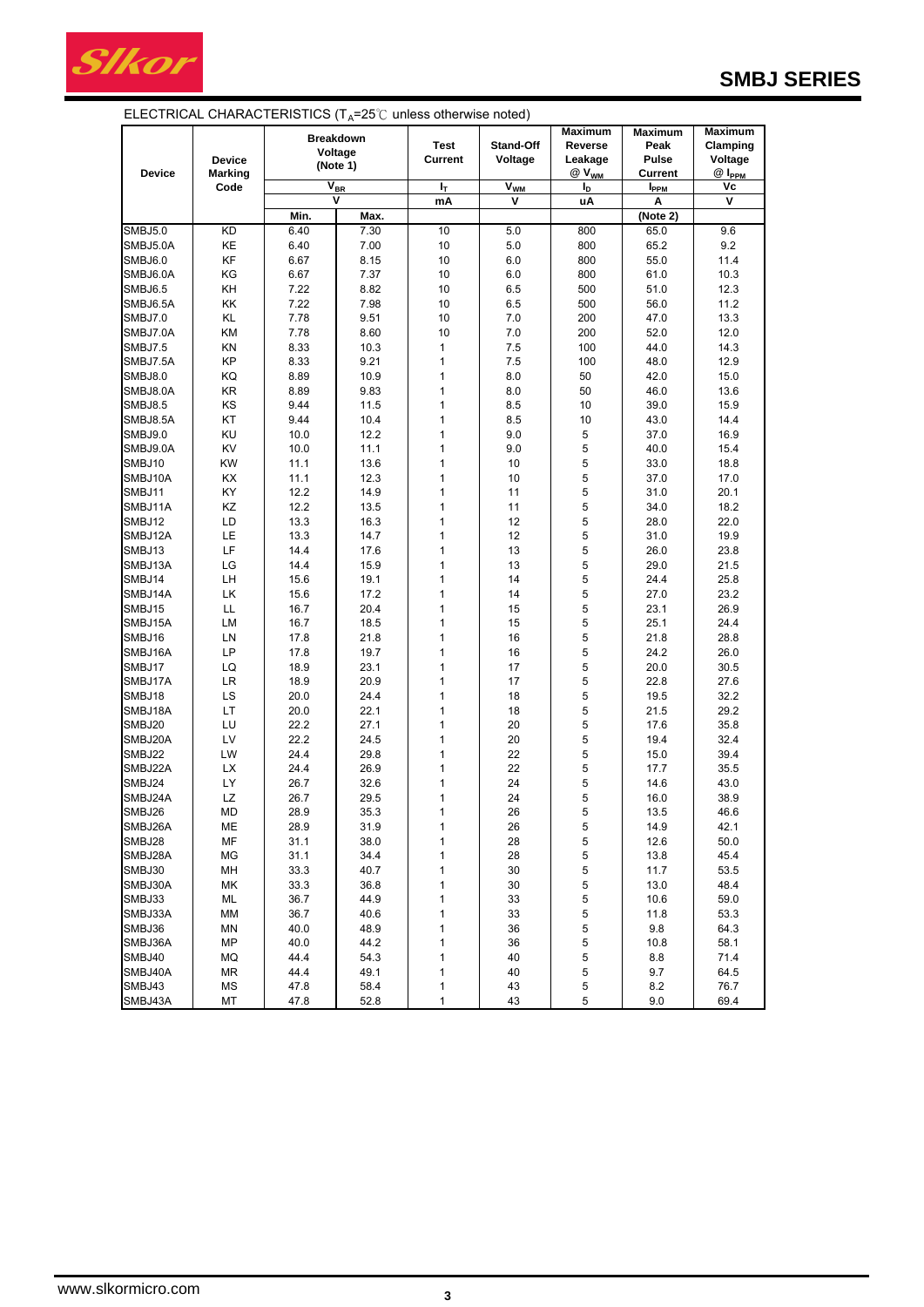ELECTRICAL CHARACTERISTICS ($T_A$=25℃ unless otherwise noted)

| Device | Device Marking Code | Breakdown Voltage (Note 1) $V_{BR}$ V | | Test Current $I_T$ mA | Stand-Off Voltage $V_{WM}$ V | Maximum Reverse Leakage @ $V_{WM}$ $I_D$ uA | Maximum Peak Pulse Current $I_{PPM}$ A (Note 2) | Maximum Clamping Voltage @ $I_{PPM}$ Vc V |
|---|---|---|---|---|---|---|---|---|
| | | Min. | Max. | | | | | |
| SMBJ5.0 | KD | 6.40 | 7.30 | 10 | 5.0 | 800 | 65.0 | 9.6 |
| SMBJ5.0A | KE | 6.40 | 7.00 | 10 | 5.0 | 800 | 65.2 | 9.2 |
| SMBJ6.0 | KF | 6.67 | 8.15 | 10 | 6.0 | 800 | 55.0 | 11.4 |
| SMBJ6.0A | KG | 6.67 | 7.37 | 10 | 6.0 | 800 | 61.0 | 10.3 |
| SMBJ6.5 | KH | 7.22 | 8.82 | 10 | 6.5 | 500 | 51.0 | 12.3 |
| SMBJ6.5A | KK | 7.22 | 7.98 | 10 | 6.5 | 500 | 56.0 | 11.2 |
| SMBJ7.0 | KL | 7.78 | 9.51 | 10 | 7.0 | 200 | 47.0 | 13.3 |
| SMBJ7.0A | KM | 7.78 | 8.60 | 10 | 7.0 | 200 | 52.0 | 12.0 |
| SMBJ7.5 | KN | 8.33 | 10.3 | 1 | 7.5 | 100 | 44.0 | 14.3 |
| SMBJ7.5A | KP | 8.33 | 9.21 | 1 | 7.5 | 100 | 48.0 | 12.9 |
| SMBJ8.0 | KQ | 8.89 | 10.9 | 1 | 8.0 | 50 | 42.0 | 15.0 |
| SMBJ8.0A | KR | 8.89 | 9.83 | 1 | 8.0 | 50 | 46.0 | 13.6 |
| SMBJ8.5 | KS | 9.44 | 11.5 | 1 | 8.5 | 10 | 39.0 | 15.9 |
| SMBJ8.5A | KT | 9.44 | 10.4 | 1 | 8.5 | 10 | 43.0 | 14.4 |
| SMBJ9.0 | KU | 10.0 | 12.2 | 1 | 9.0 | 5 | 37.0 | 16.9 |
| SMBJ9.0A | KV | 10.0 | 11.1 | 1 | 9.0 | 5 | 40.0 | 15.4 |
| SMBJ10 | KW | 11.1 | 13.6 | 1 | 10 | 5 | 33.0 | 18.8 |
| SMBJ10A | KX | 11.1 | 12.3 | 1 | 10 | 5 | 37.0 | 17.0 |
| SMBJ11 | KY | 12.2 | 14.9 | 1 | 11 | 5 | 31.0 | 20.1 |
| SMBJ11A | KZ | 12.2 | 13.5 | 1 | 11 | 5 | 34.0 | 18.2 |
| SMBJ12 | LD | 13.3 | 16.3 | 1 | 12 | 5 | 28.0 | 22.0 |
| SMBJ12A | LE | 13.3 | 14.7 | 1 | 12 | 5 | 31.0 | 19.9 |
| SMBJ13 | LF | 14.4 | 17.6 | 1 | 13 | 5 | 26.0 | 23.8 |
| SMBJ13A | LG | 14.4 | 15.9 | 1 | 13 | 5 | 29.0 | 21.5 |
| SMBJ14 | LH | 15.6 | 19.1 | 1 | 14 | 5 | 24.4 | 25.8 |
| SMBJ14A | LK | 15.6 | 17.2 | 1 | 14 | 5 | 27.0 | 23.2 |
| SMBJ15 | LL | 16.7 | 20.4 | 1 | 15 | 5 | 23.1 | 26.9 |
| SMBJ15A | LM | 16.7 | 18.5 | 1 | 15 | 5 | 25.1 | 24.4 |
| SMBJ16 | LN | 17.8 | 21.8 | 1 | 16 | 5 | 21.8 | 28.8 |
| SMBJ16A | LP | 17.8 | 19.7 | 1 | 16 | 5 | 24.2 | 26.0 |
| SMBJ17 | LQ | 18.9 | 23.1 | 1 | 17 | 5 | 20.0 | 30.5 |
| SMBJ17A | LR | 18.9 | 20.9 | 1 | 17 | 5 | 22.8 | 27.6 |
| SMBJ18 | LS | 20.0 | 24.4 | 1 | 18 | 5 | 19.5 | 32.2 |
| SMBJ18A | LT | 20.0 | 22.1 | 1 | 18 | 5 | 21.5 | 29.2 |
| SMBJ20 | LU | 22.2 | 27.1 | 1 | 20 | 5 | 17.6 | 35.8 |
| SMBJ20A | LV | 22.2 | 24.5 | 1 | 20 | 5 | 19.4 | 32.4 |
| SMBJ22 | LW | 24.4 | 29.8 | 1 | 22 | 5 | 15.0 | 39.4 |
| SMBJ22A | LX | 24.4 | 26.9 | 1 | 22 | 5 | 17.7 | 35.5 |
| SMBJ24 | LY | 26.7 | 32.6 | 1 | 24 | 5 | 14.6 | 43.0 |
| SMBJ24A | LZ | 26.7 | 29.5 | 1 | 24 | 5 | 16.0 | 38.9 |
| SMBJ26 | MD | 28.9 | 35.3 | 1 | 26 | 5 | 13.5 | 46.6 |
| SMBJ26A | ME | 28.9 | 31.9 | 1 | 26 | 5 | 14.9 | 42.1 |
| SMBJ28 | MF | 31.1 | 38.0 | 1 | 28 | 5 | 12.6 | 50.0 |
| SMBJ28A | MG | 31.1 | 34.4 | 1 | 28 | 5 | 13.8 | 45.4 |
| SMBJ30 | MH | 33.3 | 40.7 | 1 | 30 | 5 | 11.7 | 53.5 |
| SMBJ30A | MK | 33.3 | 36.8 | 1 | 30 | 5 | 13.0 | 48.4 |
| SMBJ33 | ML | 36.7 | 44.9 | 1 | 33 | 5 | 10.6 | 59.0 |
| SMBJ33A | MM | 36.7 | 40.6 | 1 | 33 | 5 | 11.8 | 53.3 |
| SMBJ36 | MN | 40.0 | 48.9 | 1 | 36 | 5 | 9.8 | 64.3 |
| SMBJ36A | MP | 40.0 | 44.2 | 1 | 36 | 5 | 10.8 | 58.1 |
| SMBJ40 | MQ | 44.4 | 54.3 | 1 | 40 | 5 | 8.8 | 71.4 |
| SMBJ40A | MR | 44.4 | 49.1 | 1 | 40 | 5 | 9.7 | 64.5 |
| SMBJ43 | MS | 47.8 | 58.4 | 1 | 43 | 5 | 8.2 | 76.7 |
| SMBJ43A | MT | 47.8 | 52.8 | 1 | 43 | 5 | 9.0 | 69.4 |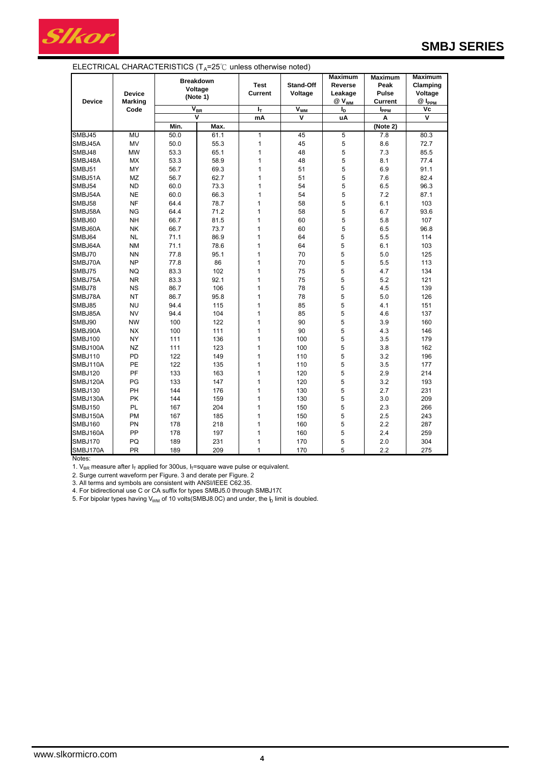ELECTRICAL CHARACTERISTICS ($T_A$=25℃ unless otherwise noted)

| Device | Device Marking Code | Breakdown Voltage (Note 1) $V_{BR}$ V | | Test Current $I_T$ mA | Stand-Off Voltage $V_{WM}$ V | Maximum Reverse Leakage @ $V_{WM}$ $I_D$ uA | Maximum Peak Pulse Current $I_{PPM}$ A | Maximum Clamping Voltage @ $I_{PPM}$ Vc V |
|---|---|---|---|---|---|---|---|---|
| | | Min. | Max. | | | | (Note 2) | |
| SMBJ45 | MU | 50.0 | 61.1 | 1 | 45 | 5 | 7.8 | 80.3 |
| SMBJ45A | MV | 50.0 | 55.3 | 1 | 45 | 5 | 8.6 | 72.7 |
| SMBJ48 | MW | 53.3 | 65.1 | 1 | 48 | 5 | 7.3 | 85.5 |
| SMBJ48A | MX | 53.3 | 58.9 | 1 | 48 | 5 | 8.1 | 77.4 |
| SMBJ51 | MY | 56.7 | 69.3 | 1 | 51 | 5 | 6.9 | 91.1 |
| SMBJ51A | MZ | 56.7 | 62.7 | 1 | 51 | 5 | 7.6 | 82.4 |
| SMBJ54 | ND | 60.0 | 73.3 | 1 | 54 | 5 | 6.5 | 96.3 |
| SMBJ54A | NE | 60.0 | 66.3 | 1 | 54 | 5 | 7.2 | 87.1 |
| SMBJ58 | NF | 64.4 | 78.7 | 1 | 58 | 5 | 6.1 | 103 |
| SMBJ58A | NG | 64.4 | 71.2 | 1 | 58 | 5 | 6.7 | 93.6 |
| SMBJ60 | NH | 66.7 | 81.5 | 1 | 60 | 5 | 5.8 | 107 |
| SMBJ60A | NK | 66.7 | 73.7 | 1 | 60 | 5 | 6.5 | 96.8 |
| SMBJ64 | NL | 71.1 | 86.9 | 1 | 64 | 5 | 5.5 | 114 |
| SMBJ64A | NM | 71.1 | 78.6 | 1 | 64 | 5 | 6.1 | 103 |
| SMBJ70 | NN | 77.8 | 95.1 | 1 | 70 | 5 | 5.0 | 125 |
| SMBJ70A | NP | 77.8 | 86 | 1 | 70 | 5 | 5.5 | 113 |
| SMBJ75 | NQ | 83.3 | 102 | 1 | 75 | 5 | 4.7 | 134 |
| SMBJ75A | NR | 83.3 | 92.1 | 1 | 75 | 5 | 5.2 | 121 |
| SMBJ78 | NS | 86.7 | 106 | 1 | 78 | 5 | 4.5 | 139 |
| SMBJ78A | NT | 86.7 | 95.8 | 1 | 78 | 5 | 5.0 | 126 |
| SMBJ85 | NU | 94.4 | 115 | 1 | 85 | 5 | 4.1 | 151 |
| SMBJ85A | NV | 94.4 | 104 | 1 | 85 | 5 | 4.6 | 137 |
| SMBJ90 | NW | 100 | 122 | 1 | 90 | 5 | 3.9 | 160 |
| SMBJ90A | NX | 100 | 111 | 1 | 90 | 5 | 4.3 | 146 |
| SMBJ100 | NY | 111 | 136 | 1 | 100 | 5 | 3.5 | 179 |
| SMBJ100A | NZ | 111 | 123 | 1 | 100 | 5 | 3.8 | 162 |
| SMBJ110 | PD | 122 | 149 | 1 | 110 | 5 | 3.2 | 196 |
| SMBJ110A | PE | 122 | 135 | 1 | 110 | 5 | 3.5 | 177 |
| SMBJ120 | PF | 133 | 163 | 1 | 120 | 5 | 2.9 | 214 |
| SMBJ120A | PG | 133 | 147 | 1 | 120 | 5 | 3.2 | 193 |
| SMBJ130 | PH | 144 | 176 | 1 | 130 | 5 | 2.7 | 231 |
| SMBJ130A | PK | 144 | 159 | 1 | 130 | 5 | 3.0 | 209 |
| SMBJ150 | PL | 167 | 204 | 1 | 150 | 5 | 2.3 | 266 |
| SMBJ150A | PM | 167 | 185 | 1 | 150 | 5 | 2.5 | 243 |
| SMBJ160 | PN | 178 | 218 | 1 | 160 | 5 | 2.2 | 287 |
| SMBJ160A | PP | 178 | 197 | 1 | 160 | 5 | 2.4 | 259 |
| SMBJ170 | PQ | 189 | 231 | 1 | 170 | 5 | 2.0 | 304 |
| SMBJ170A | PR | 189 | 209 | 1 | 170 | 5 | 2.2 | 275 |

Notes:

1. $V_{BR}$ measure after $I_T$ applied for 300us, $I_T$=square wave pulse or equivalent.
2. Surge current waveform per Figure. 3 and derate per Figure. 2
3. All terms and symbols are consistent with ANSI/IEEE C62.35.
4. For bidirectional use C or CA suffix for types SMBJ5.0 through SMBJ17(
5. For bipolar types having $V_{WM}$ of 10 volts(SMBJ8.0C) and under, the $I_D$ limit is doubled.